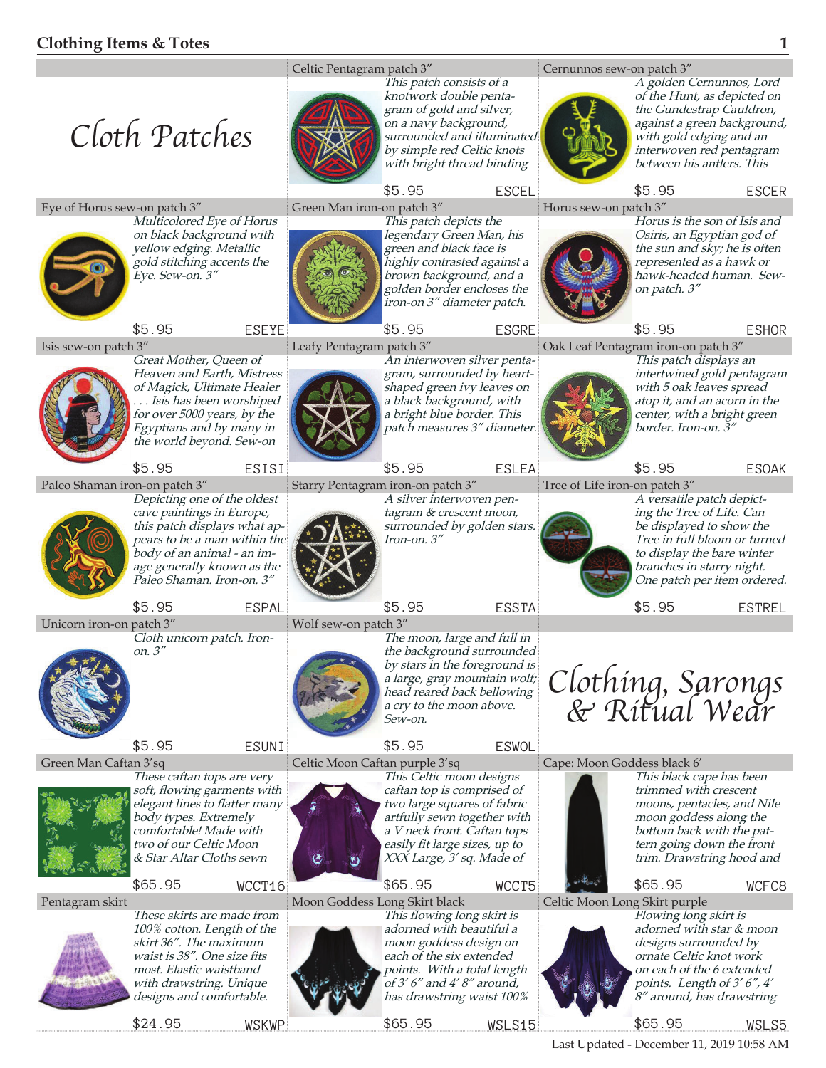## Clothing Items & Totes

# Cloth Patches

### Celtic Pentagram patch 3″

*This patch consists of a knotwork double pentagram of gold and silver, on a navy background, surrounded and illuminated by simple red Celtic knots with bright thread binding*

$5.95 ESCEL

### Cernunnos sew-on patch 3″

*A golden Cernunnos, Lord of the Hunt, as depicted on the Gundestrap Cauldron, against a green background, with gold edging and an interwoven red pentagram between his antlers. This*

$5.95 ESCER

### Eye of Horus sew-on patch 3″

*Multicolored Eye of Horus on black background with yellow edging. Metallic gold stitching accents the Eye. Sew-on. 3″*

$5.95 ESEYE

### Green Man iron-on patch 3″

*This patch depicts the legendary Green Man, his green and black face is highly contrasted against a brown background, and a golden border encloses the iron-on 3″ diameter patch.*

$5.95 ESGRE

### Horus sew-on patch 3″

*Horus is the son of Isis and Osiris, an Egyptian god of the sun and sky; he is often represented as a hawk or hawk-headed human. Sew-on patch. 3″*

$5.95 ESHOR

### Isis sew-on patch 3″

*Great Mother, Queen of Heaven and Earth, Mistress of Magick, Ultimate Healer . . . Isis has been worshiped for over 5000 years, by the Egyptians and by many in the world beyond. Sew-on*

$5.95 ESISI

### Leafy Pentagram patch 3″

*An interwoven silver pentagram, surrounded by heart-shaped green ivy leaves on a black background, with a bright blue border. This patch measures 3″ diameter.*

$5.95 ESLEA

### Oak Leaf Pentagram iron-on patch 3″

*This patch displays an intertwined gold pentagram with 5 oak leaves spread atop it, and an acorn in the center, with a bright green border. Iron-on. 3″*

$5.95 ESOAK

### Paleo Shaman iron-on patch 3″

*Depicting one of the oldest cave paintings in Europe, this patch displays what appears to be a man within the body of an animal - an image generally known as the Paleo Shaman. Iron-on. 3″*

$5.95 ESPAL

### Starry Pentagram iron-on patch 3″

*A silver interwoven pentagram & crescent moon, surrounded by golden stars. Iron-on. 3″*

$5.95 ESSTA

### Tree of Life iron-on patch 3″

*A versatile patch depicting the Tree of Life. Can be displayed to show the Tree in full bloom or turned to display the bare winter branches in starry night. One patch per item ordered.*

$5.95 ESTREL

### Unicorn iron-on patch 3″

*Cloth unicorn patch. Iron-on. 3″*

$5.95 ESUNI

### Wolf sew-on patch 3″

*The moon, large and full in the background surrounded by stars in the foreground is a large, gray mountain wolf; head reared back bellowing a cry to the moon above. Sew-on.*

$5.95 ESWOL

# Clothing, Sarongs & Ritual Wear

### Green Man Caftan 3′sq

*These caftan tops are very soft, flowing garments with elegant lines to flatter many body types. Extremely comfortable! Made with two of our Celtic Moon & Star Altar Cloths sewn*

$65.95 WCCT16

### Celtic Moon Caftan purple 3′sq

*This Celtic moon designs caftan top is comprised of two large squares of fabric artfully sewn together with a V neck front. Caftan tops easily fit large sizes, up to XXX Large, 3′ sq. Made of*

$65.95 WCCT5

### Cape: Moon Goddess black 6′

*This black cape has been trimmed with crescent moons, pentacles, and Nile moon goddess along the bottom back with the pattern going down the front trim. Drawstring hood and*

$65.95 WCFC8

### Pentagram skirt

*These skirts are made from 100% cotton. Length of the skirt 36″. The maximum waist is 38″. One size fits most. Elastic waistband with drawstring. Unique designs and comfortable.*

$24.95 WSKWP

### Moon Goddess Long Skirt black

*This flowing long skirt is adorned with beautiful a moon goddess design on each of the six extended points. With a total length of 3′ 6″ and 4′ 8″ around, has drawstring waist 100%*

$65.95 WSLS15

### Celtic Moon Long Skirt purple

*Flowing long skirt is adorned with star & moon designs surrounded by ornate Celtic knot work on each of the 6 extended points. Length of 3′ 6″, 4′ 8″ around, has drawstring*

$65.95 WSLS5

Last Updated - December 11, 2019 10:58 AM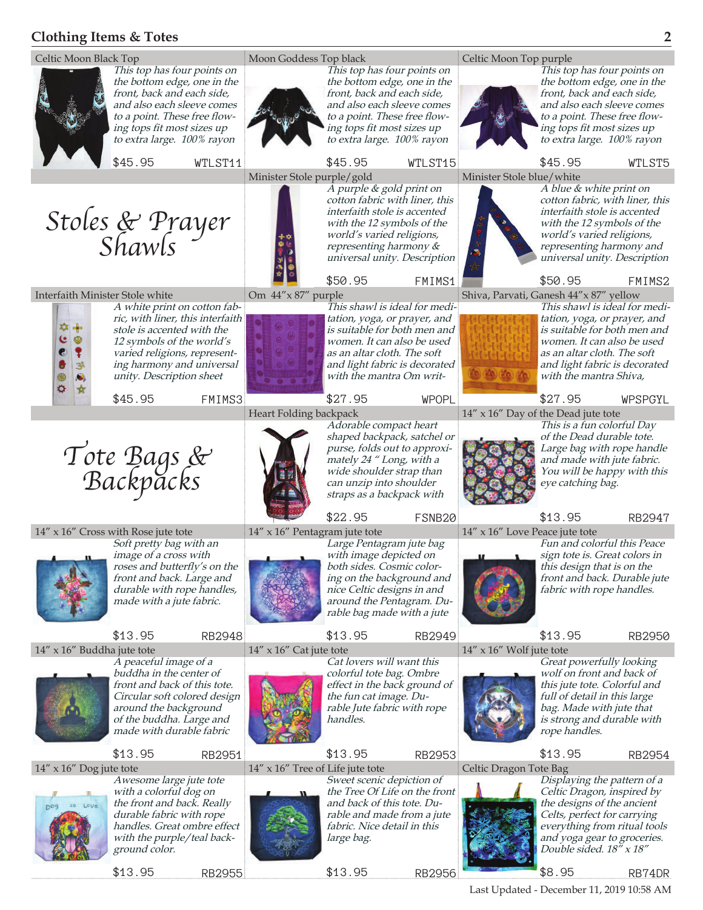## Clothing Items & Totes

### Celtic Moon Black Top

*This top has four points on the bottom edge, one in the front, back and each side, and also each sleeve comes to a point. These free flowing tops fit most sizes up to extra large. 100% rayon*

$45.95 WTLST11

### Moon Goddess Top black

*This top has four points on the bottom edge, one in the front, back and each side, and also each sleeve comes to a point. These free flowing tops fit most sizes up to extra large. 100% rayon*

$45.95 WTLST15

### Celtic Moon Top purple

*This top has four points on the bottom edge, one in the front, back and each side, and also each sleeve comes to a point. These free flowing tops fit most sizes up to extra large. 100% rayon*

$45.95 WTLST5

## Stoles & Prayer Shawls

### Minister Stole purple/gold

*A purple & gold print on cotton fabric with liner, this interfaith stole is accented with the 12 symbols of the world's varied religions, representing harmony & universal unity. Description*

$50.95 FMIMS1

### Minister Stole blue/white

*A blue & white print on cotton fabric, with liner, this interfaith stole is accented with the 12 symbols of the world's varied religions, representing harmony and universal unity. Description*

$50.95 FMIMS2

### Interfaith Minister Stole white

*A white print on cotton fabric, with liner, this interfaith stole is accented with the 12 symbols of the world's varied religions, representing harmony and universal unity. Description sheet*

$45.95 FMIMS3

### Om 44"x 87" purple

*This shawl is ideal for meditation, yoga, or prayer, and is suitable for both men and women. It can also be used as an altar cloth. The soft and light fabric is decorated with the mantra Om writ-*

$27.95 WPOPL

### Shiva, Parvati, Ganesh 44"x 87" yellow

*This shawl is ideal for meditation, yoga, or prayer, and is suitable for both men and women. It can also be used as an altar cloth. The soft and light fabric is decorated with the mantra Shiva,*

$27.95 WPSPGYL

## Tote Bags & Backpacks

### Heart Folding backpack

*Adorable compact heart shaped backpack, satchel or purse, folds out to approximately 24 " Long, with a wide shoulder strap than can unzip into shoulder straps as a backpack with*

$22.95 FSNB20

### 14" x 16" Day of the Dead jute tote

*This is a fun colorful Day of the Dead durable tote. Large bag with rope handle and made with jute fabric. You will be happy with this eye catching bag.*

$13.95 RB2947

### 14" x 16" Cross with Rose jute tote

*Soft pretty bag with an image of a cross with roses and butterfly's on the front and back. Large and durable with rope handles, made with a jute fabric.*

$13.95 RB2948

### 14" x 16" Pentagram jute tote

*Large Pentagram jute bag with image depicted on both sides. Cosmic coloring on the background and nice Celtic designs in and around the Pentagram. Durable bag made with a jute*

$13.95 RB2949

### 14" x 16" Love Peace jute tote

*Fun and colorful this Peace sign tote is. Great colors in this design that is on the front and back. Durable jute fabric with rope handles.*

$13.95 RB2950

### 14" x 16" Buddha jute tote

*A peaceful image of a buddha in the center of front and back of this tote. Circular soft colored design around the background of the buddha. Large and made with durable fabric*

$13.95 RB2951

### 14" x 16" Cat jute tote

*Cat lovers will want this colorful tote bag. Ombre effect in the back ground of the fun cat image. Durable Jute fabric with rope handles.*

$13.95 RB2953

### 14" x 16" Wolf jute tote

*Great powerfully looking wolf on front and back of this jute tote. Colorful and full of detail in this large bag. Made with jute that is strong and durable with rope handles.*

$13.95 RB2954

### 14" x 16" Dog jute tote

*Awesome large jute tote with a colorful dog on the front and back. Really durable fabric with rope handles. Great ombre effect with the purple/teal background color.*

$13.95 RB2955

### 14" x 16" Tree of Life jute tote

*Sweet scenic depiction of the Tree Of Life on the front and back of this tote. Durable and made from a jute fabric. Nice detail in this large bag.*

$13.95 RB2956

### Celtic Dragon Tote Bag

*Displaying the pattern of a Celtic Dragon, inspired by the designs of the ancient Celts, perfect for carrying everything from ritual tools and yoga gear to groceries. Double sided. 18" x 18"*

$8.95 RB74DR

Last Updated - December 11, 2019 10:58 AM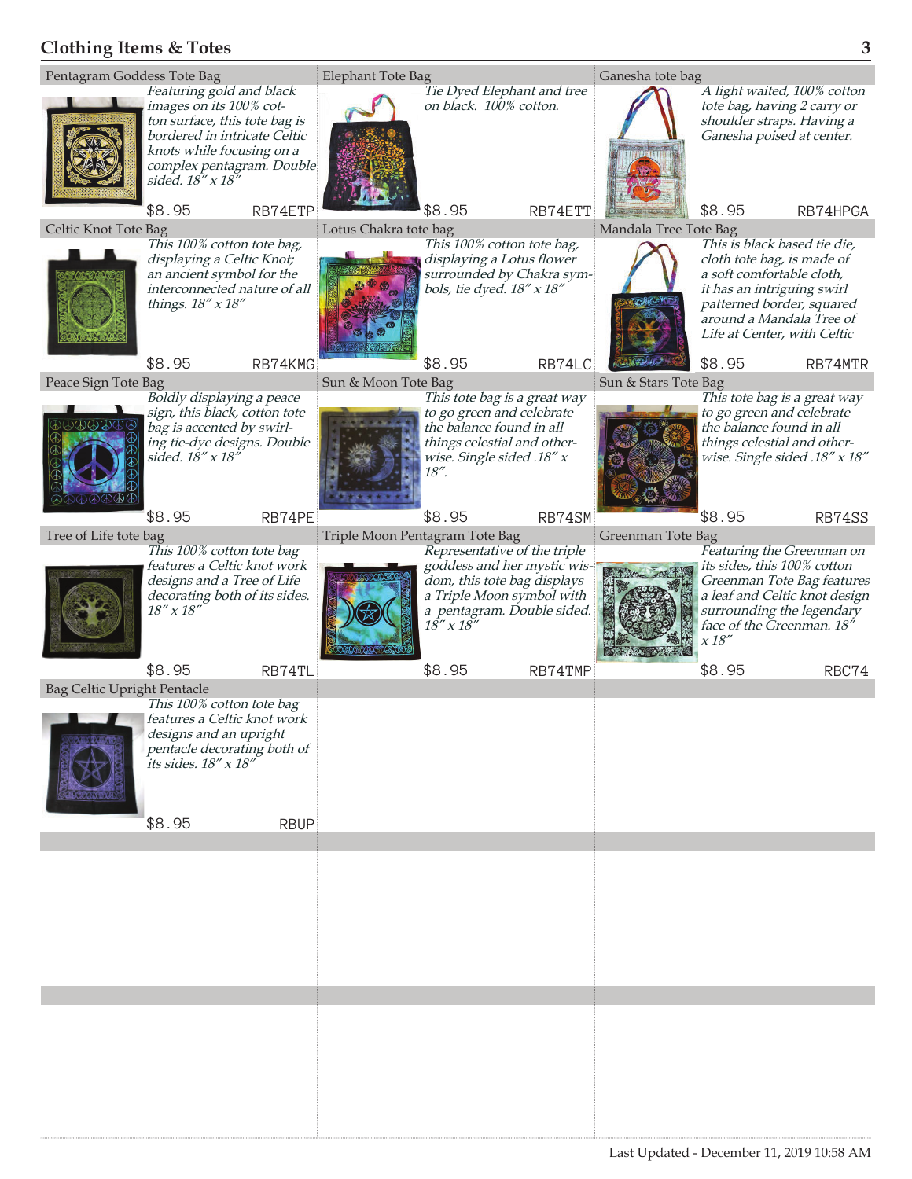## Clothing Items & Totes

### Pentagram Goddess Tote Bag

*Featuring gold and black images on its 100% cotton surface, this tote bag is bordered in intricate Celtic knots while focusing on a complex pentagram. Double sided. 18″ x 18″*

$8.95 RB74ETP

### Elephant Tote Bag

*Tie Dyed Elephant and tree on black. 100% cotton.*

$8.95 RB74ETT

### Ganesha tote bag

*A light waited, 100% cotton tote bag, having 2 carry or shoulder straps. Having a Ganesha poised at center.*

$8.95 RB74HPGA

### Celtic Knot Tote Bag

*This 100% cotton tote bag, displaying a Celtic Knot; an ancient symbol for the interconnected nature of all things. 18″ x 18″*

$8.95 RB74KMG

### Lotus Chakra tote bag

*This 100% cotton tote bag, displaying a Lotus flower surrounded by Chakra symbols, tie dyed. 18″ x 18″*

$8.95 RB74LC

### Mandala Tree Tote Bag

*This is black based tie die, cloth tote bag, is made of a soft comfortable cloth, it has an intriguing swirl patterned border, squared around a Mandala Tree of Life at Center, with Celtic*

$8.95 RB74MTR

### Peace Sign Tote Bag

*Boldly displaying a peace sign, this black, cotton tote bag is accented by swirling tie-dye designs. Double sided. 18″ x 18″*

$8.95 RB74PE

### Sun & Moon Tote Bag

*This tote bag is a great way to go green and celebrate the balance found in all things celestial and otherwise. Single sided .18″ x 18″.*

$8.95 RB74SM

### Sun & Stars Tote Bag

*This tote bag is a great way to go green and celebrate the balance found in all things celestial and otherwise. Single sided .18″ x 18″*

$8.95 RB74SS

### Tree of Life tote bag

*This 100% cotton tote bag features a Celtic knot work designs and a Tree of Life decorating both of its sides. 18″ x 18″*

$8.95 RB74TL

### Triple Moon Pentagram Tote Bag

*Representative of the triple goddess and her mystic wisdom, this tote bag displays a Triple Moon symbol with a pentagram. Double sided. 18″ x 18″*

$8.95 RB74TMP

### Greenman Tote Bag

*Featuring the Greenman on its sides, this 100% cotton Greenman Tote Bag features a leaf and Celtic knot design surrounding the legendary face of the Greenman. 18″ x 18″*

$8.95 RBC74

### Bag Celtic Upright Pentacle

*This 100% cotton tote bag features a Celtic knot work designs and an upright pentacle decorating both of its sides. 18″ x 18″*

$8.95 RBUP

Last Updated - December 11, 2019 10:58 AM